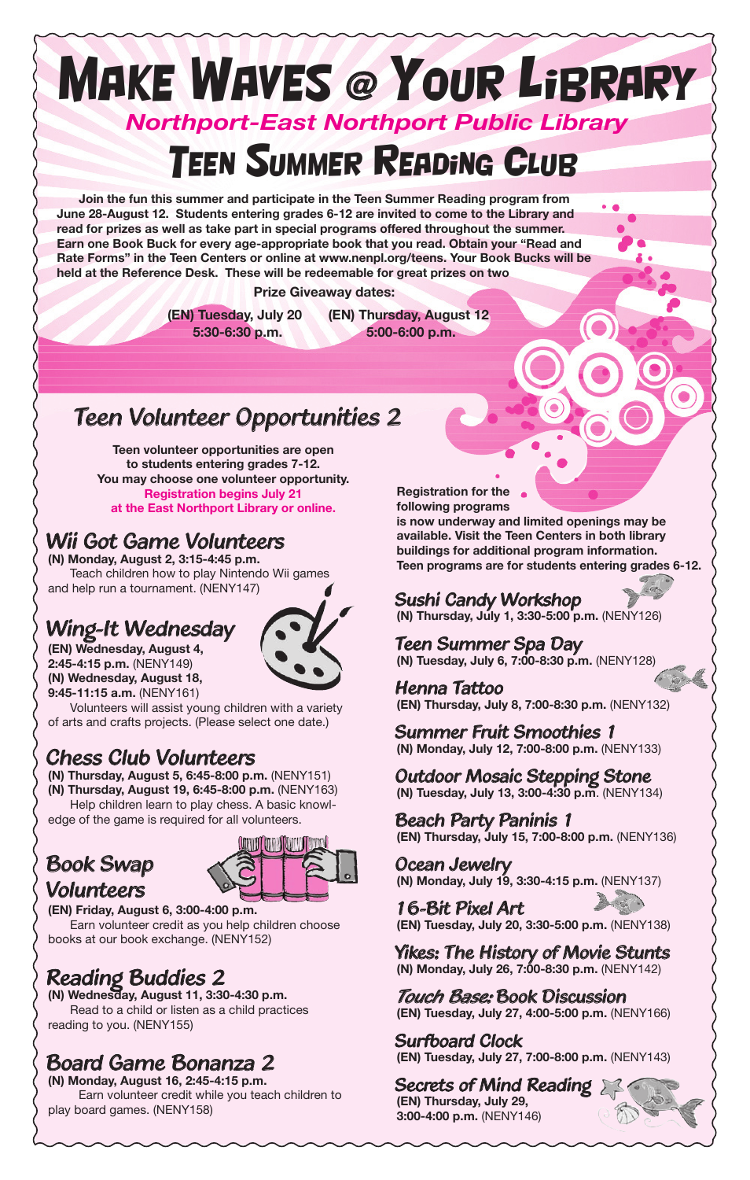# Make Waves @ Your Library

*Northport-East Northport Public Library*

# Teen Summer Reading Club

**Join the fun this summer and participate in the Teen Summer Reading program from June 28-August 12. Students entering grades 6-12 are invited to come to the Library and read for prizes as well as take part in special programs offered throughout the summer. Earn one Book Buck for every age-appropriate book that you read. Obtain your "Read and Rate Forms" in the Teen Centers or online at www.nenpl.org/teens. Your Book Bucks will be held at the Reference Desk. These will be redeemable for great prizes on two**

**Prize Giveaway dates:**

**(EN) Tuesday, July 20**
**5:30-6:30 p.m.**

**(EN) Thursday, August 12**
**5:00-6:00 p.m.**

## Teen Volunteer Opportunities 2

**Teen volunteer opportunities are open to students entering grades 7-12.**
**You may choose one volunteer opportunity.**
**Registration begins July 21 at the East Northport Library or online.**

### Wii Got Game Volunteers

**(N) Monday, August 2, 3:15-4:45 p.m.**
Teach children how to play Nintendo Wii games and help run a tournament. (NENY147)

### Wing-It Wednesday

**(EN) Wednesday, August 4, 2:45-4:15 p.m.** (NENY149)
**(N) Wednesday, August 18, 9:45-11:15 a.m.** (NENY161)
Volunteers will assist young children with a variety of arts and crafts projects. (Please select one date.)

### Chess Club Volunteers

**(N) Thursday, August 5, 6:45-8:00 p.m.** (NENY151)
**(N) Thursday, August 19, 6:45-8:00 p.m.** (NENY163)
Help children learn to play chess. A basic knowledge of the game is required for all volunteers.

### Book Swap Volunteers

**(EN) Friday, August 6, 3:00-4:00 p.m.**
Earn volunteer credit as you help children choose books at our book exchange. (NENY152)

### Reading Buddies 2

**(N) Wednesday, August 11, 3:30-4:30 p.m.**
Read to a child or listen as a child practices reading to you. (NENY155)

### Board Game Bonanza 2

**(N) Monday, August 16, 2:45-4:15 p.m.**
Earn volunteer credit while you teach children to play board games. (NENY158)

**Registration for the following programs is now underway and limited openings may be available. Visit the Teen Centers in both library buildings for additional program information. Teen programs are for students entering grades 6-12.**

### Sushi Candy Workshop

**(N) Thursday, July 1, 3:30-5:00 p.m.** (NENY126)

### Teen Summer Spa Day

**(N) Tuesday, July 6, 7:00-8:30 p.m.** (NENY128)

### Henna Tattoo

**(EN) Thursday, July 8, 7:00-8:30 p.m.** (NENY132)

### Summer Fruit Smoothies 1

**(N) Monday, July 12, 7:00-8:00 p.m.** (NENY133)

### Outdoor Mosaic Stepping Stone

**(N) Tuesday, July 13, 3:00-4:30 p.m.** (NENY134)

### Beach Party Paninis 1

**(EN) Thursday, July 15, 7:00-8:00 p.m.** (NENY136)

### Ocean Jewelry

**(N) Monday, July 19, 3:30-4:15 p.m.** (NENY137)

### 16-Bit Pixel Art

**(EN) Tuesday, July 20, 3:30-5:00 p.m.** (NENY138)

### Yikes: The History of Movie Stunts

**(N) Monday, July 26, 7:00-8:30 p.m.** (NENY142)

### Touch Base: Book Discussion

**(EN) Tuesday, July 27, 4:00-5:00 p.m.** (NENY166)

### Surfboard Clock

**(EN) Tuesday, July 27, 7:00-8:00 p.m.** (NENY143)

### Secrets of Mind Reading

**(EN) Thursday, July 29, 3:00-4:00 p.m.** (NENY146)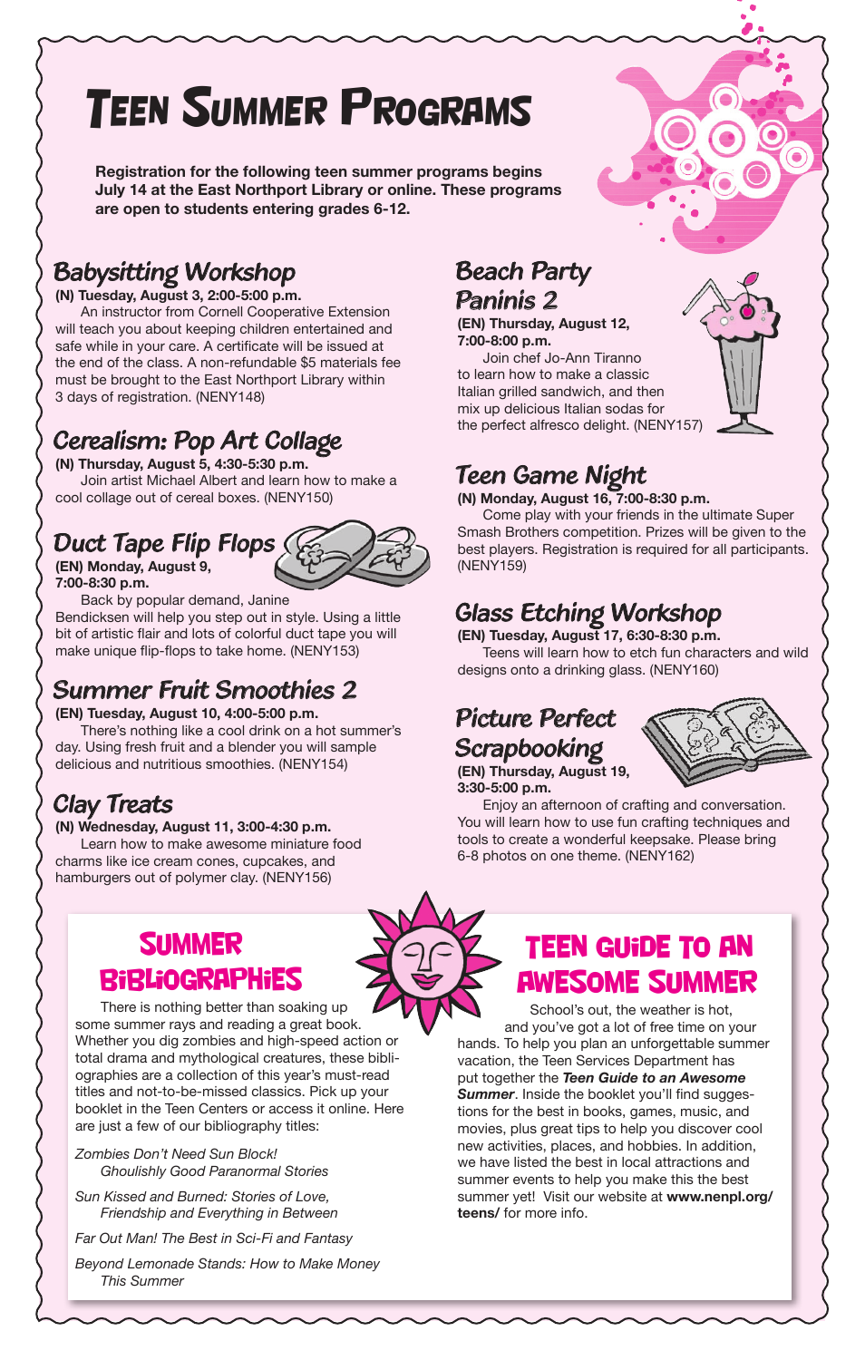# Teen Summer Programs

**Registration for the following teen summer programs begins July 14 at the East Northport Library or online. These programs are open to students entering grades 6-12.**

## Babysitting Workshop

**(N) Tuesday, August 3, 2:00-5:00 p.m.**

An instructor from Cornell Cooperative Extension will teach you about keeping children entertained and safe while in your care. A certificate will be issued at the end of the class. A non-refundable $5 materials fee must be brought to the East Northport Library within 3 days of registration. (NENY148)

## Cerealism: Pop Art Collage

**(N) Thursday, August 5, 4:30-5:30 p.m.**

Join artist Michael Albert and learn how to make a cool collage out of cereal boxes. (NENY150)

## Duct Tape Flip Flops

**(EN) Monday, August 9, 7:00-8:30 p.m.**

Back by popular demand, Janine Bendicksen will help you step out in style. Using a little bit of artistic flair and lots of colorful duct tape you will make unique flip-flops to take home. (NENY153)

## Summer Fruit Smoothies 2

**(EN) Tuesday, August 10, 4:00-5:00 p.m.**

There's nothing like a cool drink on a hot summer's day. Using fresh fruit and a blender you will sample delicious and nutritious smoothies. (NENY154)

## Clay Treats

**(N) Wednesday, August 11, 3:00-4:30 p.m.**

Learn how to make awesome miniature food charms like ice cream cones, cupcakes, and hamburgers out of polymer clay. (NENY156)

## Beach Party Paninis 2

**(EN) Thursday, August 12, 7:00-8:00 p.m.**

Join chef Jo-Ann Tiranno to learn how to make a classic Italian grilled sandwich, and then mix up delicious Italian sodas for the perfect alfresco delight. (NENY157)

## Teen Game Night

**(N) Monday, August 16, 7:00-8:30 p.m.**

Come play with your friends in the ultimate Super Smash Brothers competition. Prizes will be given to the best players. Registration is required for all participants. (NENY159)

## Glass Etching Workshop

**(EN) Tuesday, August 17, 6:30-8:30 p.m.**

Teens will learn how to etch fun characters and wild designs onto a drinking glass. (NENY160)

## Picture Perfect Scrapbooking

**(EN) Thursday, August 19, 3:30-5:00 p.m.**

Enjoy an afternoon of crafting and conversation. You will learn how to use fun crafting techniques and tools to create a wonderful keepsake. Please bring 6-8 photos on one theme. (NENY162)

## Summer Bibliographies

There is nothing better than soaking up some summer rays and reading a great book. Whether you dig zombies and high-speed action or total drama and mythological creatures, these bibliographies are a collection of this year's must-read titles and not-to-be-missed classics. Pick up your booklet in the Teen Centers or access it online. Here are just a few of our bibliography titles:

*Zombies Don't Need Sun Block! Ghoulishly Good Paranormal Stories*

*Sun Kissed and Burned: Stories of Love, Friendship and Everything in Between*

*Far Out Man! The Best in Sci-Fi and Fantasy*

*Beyond Lemonade Stands: How to Make Money This Summer*

## Teen Guide to an Awesome Summer

School's out, the weather is hot, and you've got a lot of free time on your hands. To help you plan an unforgettable summer vacation, the Teen Services Department has put together the ***Teen Guide to an Awesome Summer***. Inside the booklet you'll find suggestions for the best in books, games, music, and movies, plus great tips to help you discover cool new activities, places, and hobbies. In addition, we have listed the best in local attractions and summer events to help you make this the best summer yet! Visit our website at **www.nenpl.org/teens/** for more info.